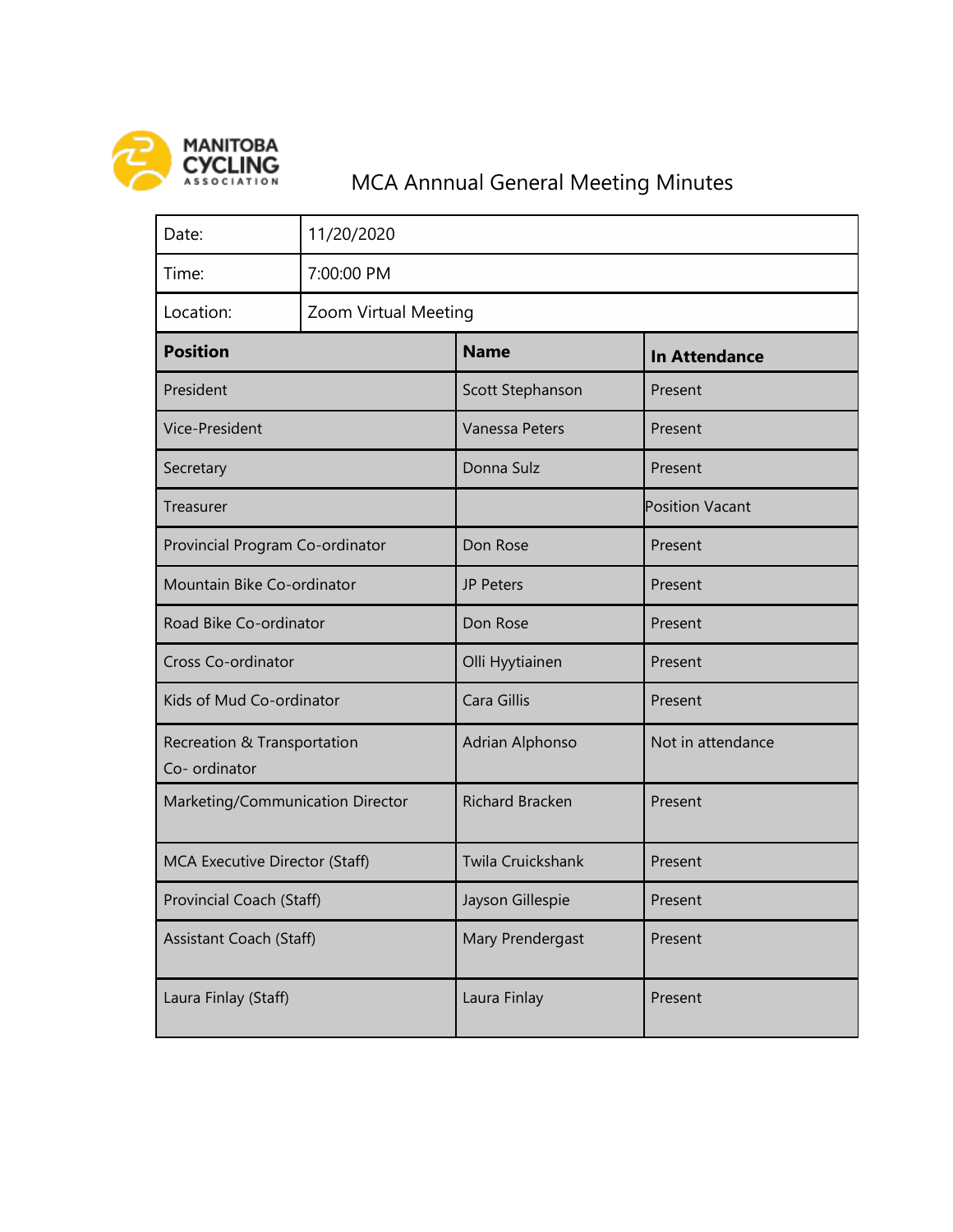MANITOBA CYCLING ASSOCIATION

# MCA Annnual General Meeting Minutes

| Date: | 11/20/2020 |
|---|---|
| Time: | 7:00:00 PM |
| Location: | Zoom Virtual Meeting |

| Position | Name | In Attendance |
|---|---|---|
| President | Scott Stephanson | Present |
| Vice-President | Vanessa Peters | Present |
| Secretary | Donna Sulz | Present |
| Treasurer | | Position Vacant |
| Provincial Program Co-ordinator | Don Rose | Present |
| Mountain Bike Co-ordinator | JP Peters | Present |
| Road Bike Co-ordinator | Don Rose | Present |
| Cross Co-ordinator | Olli Hyytiainen | Present |
| Kids of Mud Co-ordinator | Cara Gillis | Present |
| Recreation & Transportation Co- ordinator | Adrian Alphonso | Not in attendance |
| Marketing/Communication Director | Richard Bracken | Present |
| MCA Executive Director (Staff) | Twila Cruickshank | Present |
| Provincial Coach (Staff) | Jayson Gillespie | Present |
| Assistant Coach (Staff) | Mary Prendergast | Present |
| Laura Finlay (Staff) | Laura Finlay | Present |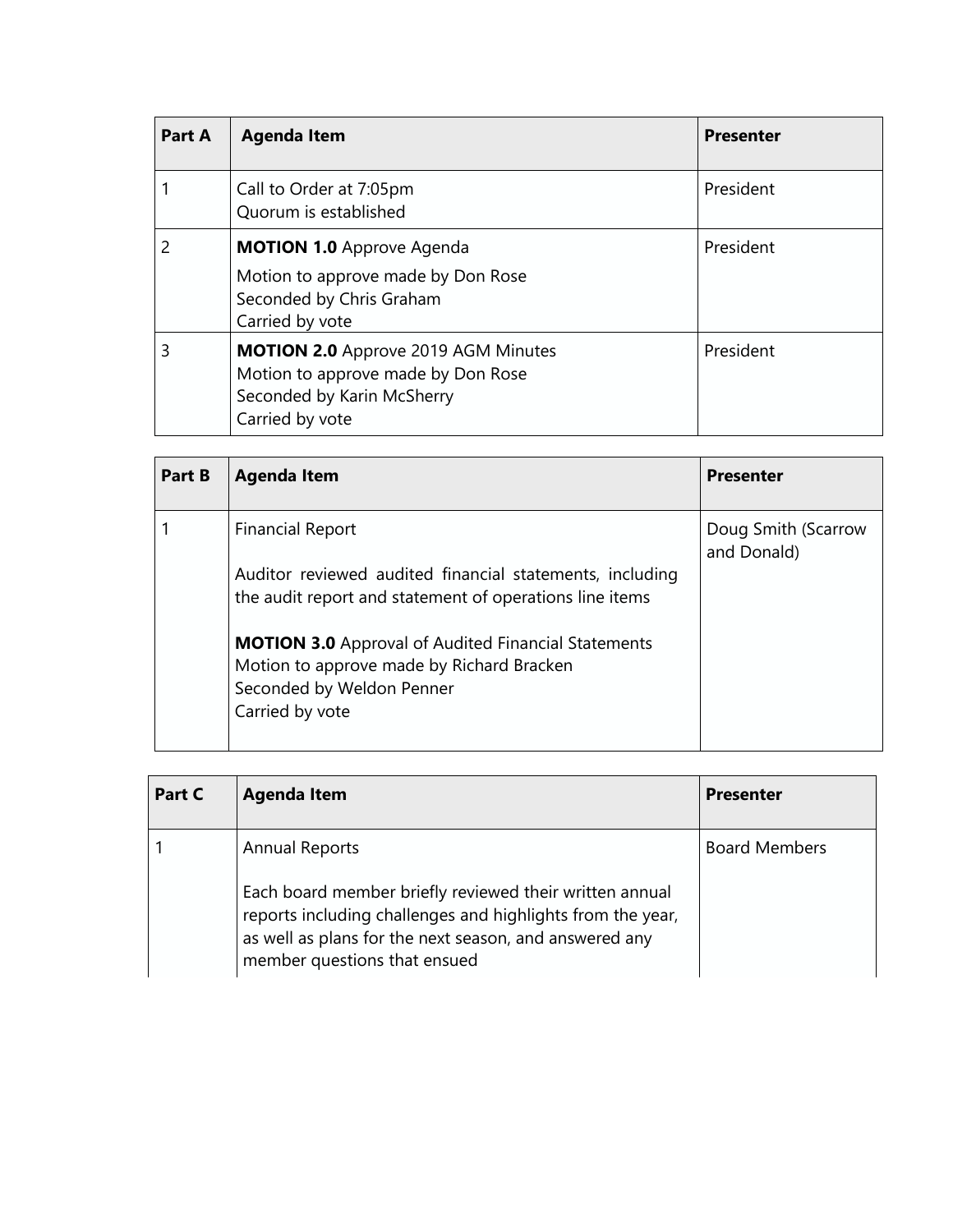| Part A | Agenda Item | Presenter |
|---|---|---|
| 1 | Call to Order at 7:05pm<br>Quorum is established | President |
| 2 | **MOTION 1.0** Approve Agenda<br>Motion to approve made by Don Rose<br>Seconded by Chris Graham<br>Carried by vote | President |
| 3 | **MOTION 2.0** Approve 2019 AGM Minutes<br>Motion to approve made by Don Rose<br>Seconded by Karin McSherry<br>Carried by vote | President |

| Part B | Agenda Item | Presenter |
|---|---|---|
| 1 | Financial Report<br><br>Auditor reviewed audited financial statements, including the audit report and statement of operations line items<br><br>**MOTION 3.0** Approval of Audited Financial Statements<br>Motion to approve made by Richard Bracken<br>Seconded by Weldon Penner<br>Carried by vote | Doug Smith (Scarrow and Donald) |

| Part C | Agenda Item | Presenter |
|---|---|---|
| 1 | Annual Reports<br><br>Each board member briefly reviewed their written annual reports including challenges and highlights from the year, as well as plans for the next season, and answered any member questions that ensued | Board Members |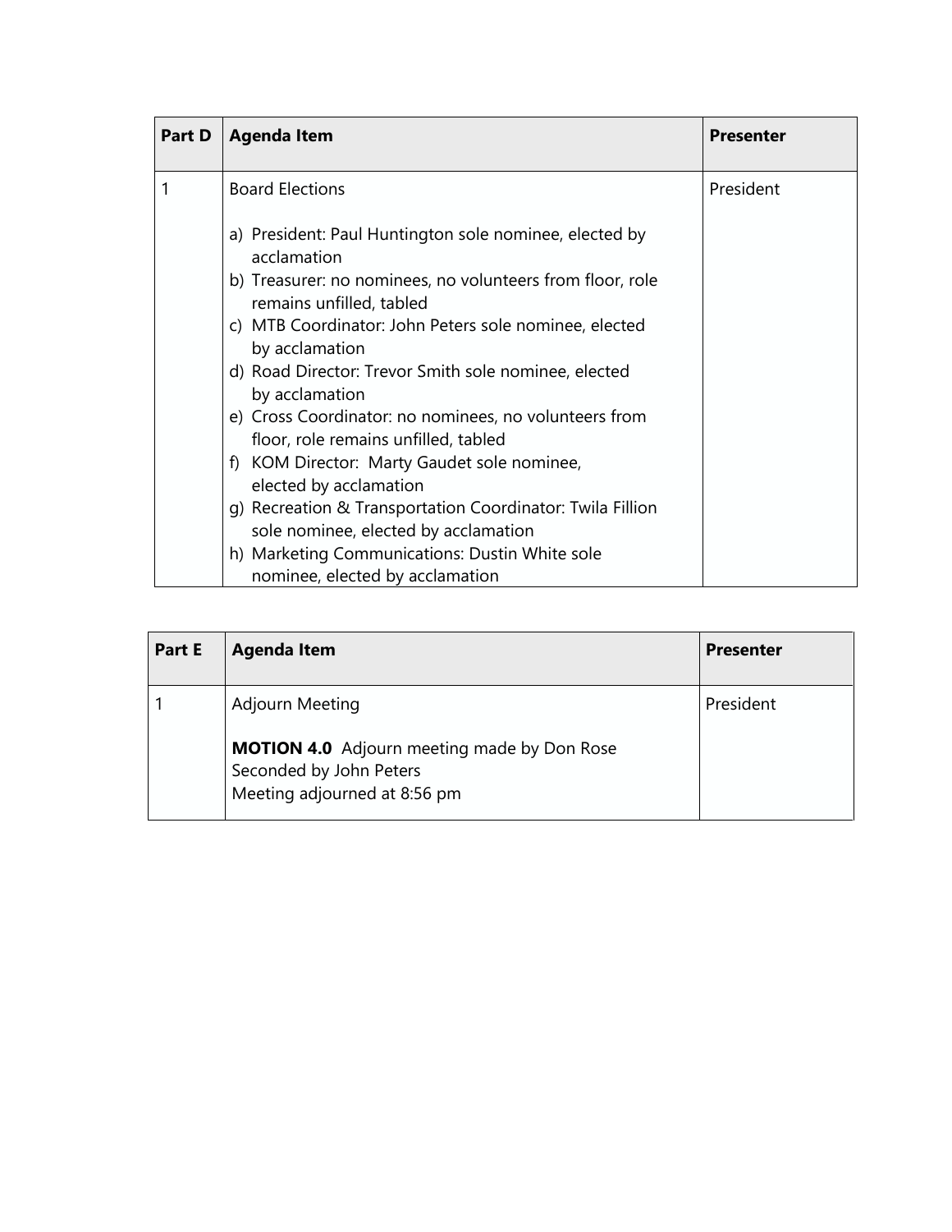| Part D | Agenda Item | Presenter |
|---|---|---|
| 1 | Board Elections<br><br>a) President: Paul Huntington sole nominee, elected by acclamation<br>b) Treasurer: no nominees, no volunteers from floor, role remains unfilled, tabled<br>c) MTB Coordinator: John Peters sole nominee, elected by acclamation<br>d) Road Director: Trevor Smith sole nominee, elected by acclamation<br>e) Cross Coordinator: no nominees, no volunteers from floor, role remains unfilled, tabled<br>f) KOM Director: Marty Gaudet sole nominee, elected by acclamation<br>g) Recreation & Transportation Coordinator: Twila Fillion sole nominee, elected by acclamation<br>h) Marketing Communications: Dustin White sole nominee, elected by acclamation | President |

| Part E | Agenda Item | Presenter |
|---|---|---|
| 1 | Adjourn Meeting<br><br>**MOTION 4.0** Adjourn meeting made by Don Rose<br>Seconded by John Peters<br>Meeting adjourned at 8:56 pm | President |